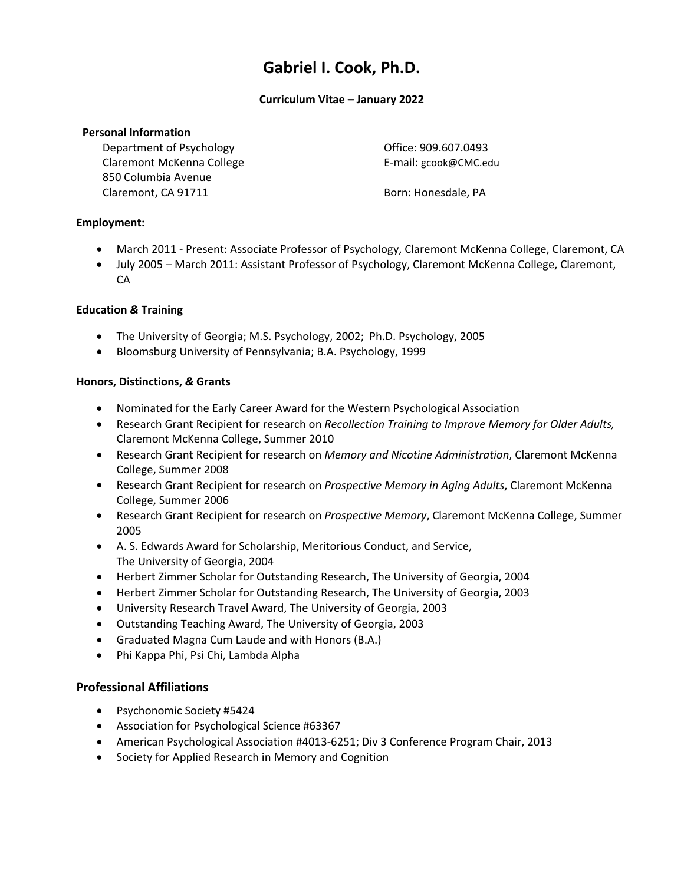# Gabriel I. Cook, Ph.D.

**Curriculum Vitae – January 2022**

**Personal Information**

Department of Psychology
Claremont McKenna College
850 Columbia Avenue
Claremont, CA 91711

Office: 909.607.0493
E-mail: gcook@CMC.edu

Born: Honesdale, PA

**Employment:**

- March 2011 - Present: Associate Professor of Psychology, Claremont McKenna College, Claremont, CA
- July 2005 – March 2011: Assistant Professor of Psychology, Claremont McKenna College, Claremont, CA

**Education & Training**

- The University of Georgia; M.S. Psychology, 2002; Ph.D. Psychology, 2005
- Bloomsburg University of Pennsylvania; B.A. Psychology, 1999

**Honors, Distinctions, & Grants**

- Nominated for the Early Career Award for the Western Psychological Association
- Research Grant Recipient for research on *Recollection Training to Improve Memory for Older Adults,* Claremont McKenna College, Summer 2010
- Research Grant Recipient for research on *Memory and Nicotine Administration*, Claremont McKenna College, Summer 2008
- Research Grant Recipient for research on *Prospective Memory in Aging Adults*, Claremont McKenna College, Summer 2006
- Research Grant Recipient for research on *Prospective Memory*, Claremont McKenna College, Summer 2005
- A. S. Edwards Award for Scholarship, Meritorious Conduct, and Service, The University of Georgia, 2004
- Herbert Zimmer Scholar for Outstanding Research, The University of Georgia, 2004
- Herbert Zimmer Scholar for Outstanding Research, The University of Georgia, 2003
- University Research Travel Award, The University of Georgia, 2003
- Outstanding Teaching Award, The University of Georgia, 2003
- Graduated Magna Cum Laude and with Honors (B.A.)
- Phi Kappa Phi, Psi Chi, Lambda Alpha

## Professional Affiliations

- Psychonomic Society #5424
- Association for Psychological Science #63367
- American Psychological Association #4013-6251; Div 3 Conference Program Chair, 2013
- Society for Applied Research in Memory and Cognition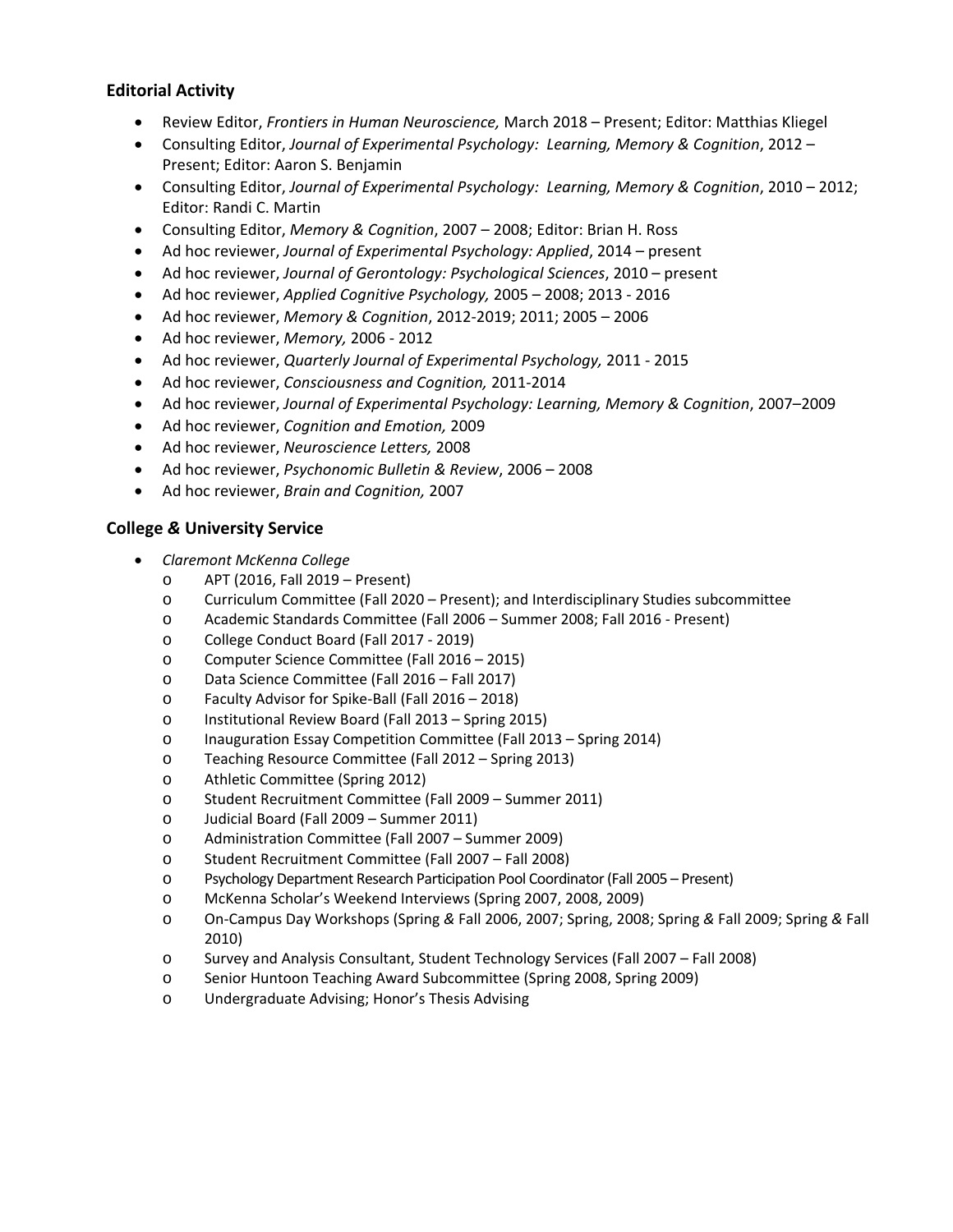### Editorial Activity

- Review Editor, *Frontiers in Human Neuroscience,* March 2018 – Present; Editor: Matthias Kliegel
- Consulting Editor, *Journal of Experimental Psychology: Learning, Memory & Cognition*, 2012 – Present; Editor: Aaron S. Benjamin
- Consulting Editor, *Journal of Experimental Psychology: Learning, Memory & Cognition*, 2010 – 2012; Editor: Randi C. Martin
- Consulting Editor, *Memory & Cognition*, 2007 – 2008; Editor: Brian H. Ross
- Ad hoc reviewer, *Journal of Experimental Psychology: Applied*, 2014 – present
- Ad hoc reviewer, *Journal of Gerontology: Psychological Sciences*, 2010 – present
- Ad hoc reviewer, *Applied Cognitive Psychology,* 2005 – 2008; 2013 - 2016
- Ad hoc reviewer, *Memory & Cognition*, 2012-2019; 2011; 2005 – 2006
- Ad hoc reviewer, *Memory,* 2006 - 2012
- Ad hoc reviewer, *Quarterly Journal of Experimental Psychology,* 2011 - 2015
- Ad hoc reviewer, *Consciousness and Cognition,* 2011-2014
- Ad hoc reviewer, *Journal of Experimental Psychology: Learning, Memory & Cognition*, 2007–2009
- Ad hoc reviewer, *Cognition and Emotion,* 2009
- Ad hoc reviewer, *Neuroscience Letters,* 2008
- Ad hoc reviewer, *Psychonomic Bulletin & Review*, 2006 – 2008
- Ad hoc reviewer, *Brain and Cognition,* 2007

### College & University Service

- *Claremont McKenna College*
  - APT (2016, Fall 2019 – Present)
  - Curriculum Committee (Fall 2020 – Present); and Interdisciplinary Studies subcommittee
  - Academic Standards Committee (Fall 2006 – Summer 2008; Fall 2016 - Present)
  - College Conduct Board (Fall 2017 - 2019)
  - Computer Science Committee (Fall 2016 – 2015)
  - Data Science Committee (Fall 2016 – Fall 2017)
  - Faculty Advisor for Spike-Ball (Fall 2016 – 2018)
  - Institutional Review Board (Fall 2013 – Spring 2015)
  - Inauguration Essay Competition Committee (Fall 2013 – Spring 2014)
  - Teaching Resource Committee (Fall 2012 – Spring 2013)
  - Athletic Committee (Spring 2012)
  - Student Recruitment Committee (Fall 2009 – Summer 2011)
  - Judicial Board (Fall 2009 – Summer 2011)
  - Administration Committee (Fall 2007 – Summer 2009)
  - Student Recruitment Committee (Fall 2007 – Fall 2008)
  - Psychology Department Research Participation Pool Coordinator (Fall 2005 – Present)
  - McKenna Scholar's Weekend Interviews (Spring 2007, 2008, 2009)
  - On-Campus Day Workshops (Spring & Fall 2006, 2007; Spring, 2008; Spring & Fall 2009; Spring & Fall 2010)
  - Survey and Analysis Consultant, Student Technology Services (Fall 2007 – Fall 2008)
  - Senior Huntoon Teaching Award Subcommittee (Spring 2008, Spring 2009)
  - Undergraduate Advising; Honor's Thesis Advising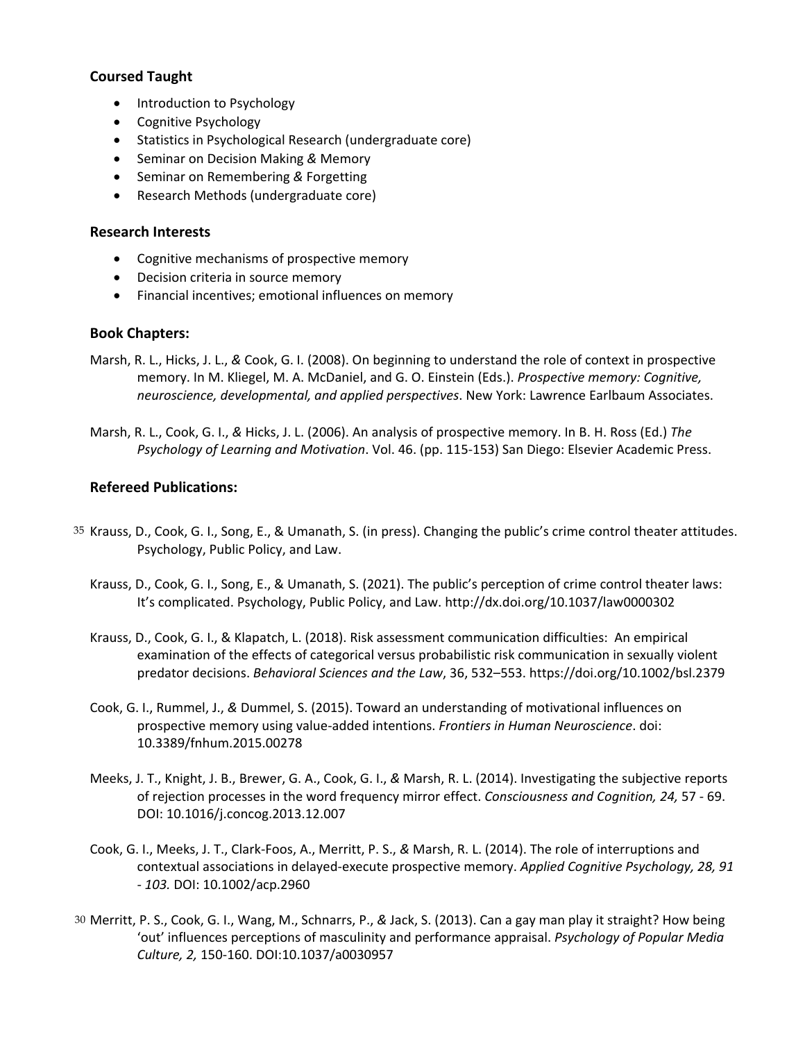### Coursed Taught

- Introduction to Psychology
- Cognitive Psychology
- Statistics in Psychological Research (undergraduate core)
- Seminar on Decision Making & Memory
- Seminar on Remembering & Forgetting
- Research Methods (undergraduate core)

### Research Interests

- Cognitive mechanisms of prospective memory
- Decision criteria in source memory
- Financial incentives; emotional influences on memory

### Book Chapters:

Marsh, R. L., Hicks, J. L., & Cook, G. I. (2008). On beginning to understand the role of context in prospective memory. In M. Kliegel, M. A. McDaniel, and G. O. Einstein (Eds.). *Prospective memory: Cognitive, neuroscience, developmental, and applied perspectives*. New York: Lawrence Earlbaum Associates.

Marsh, R. L., Cook, G. I., & Hicks, J. L. (2006). An analysis of prospective memory. In B. H. Ross (Ed.) *The Psychology of Learning and Motivation*. Vol. 46. (pp. 115-153) San Diego: Elsevier Academic Press.

### Refereed Publications:

35 Krauss, D., Cook, G. I., Song, E., & Umanath, S. (in press). Changing the public's crime control theater attitudes. Psychology, Public Policy, and Law.

Krauss, D., Cook, G. I., Song, E., & Umanath, S. (2021). The public's perception of crime control theater laws: It's complicated. Psychology, Public Policy, and Law. http://dx.doi.org/10.1037/law0000302

Krauss, D., Cook, G. I., & Klapatch, L. (2018). Risk assessment communication difficulties: An empirical examination of the effects of categorical versus probabilistic risk communication in sexually violent predator decisions. *Behavioral Sciences and the Law*, 36, 532–553. https://doi.org/10.1002/bsl.2379

Cook, G. I., Rummel, J., & Dummel, S. (2015). Toward an understanding of motivational influences on prospective memory using value-added intentions. *Frontiers in Human Neuroscience*. doi: 10.3389/fnhum.2015.00278

Meeks, J. T., Knight, J. B., Brewer, G. A., Cook, G. I., & Marsh, R. L. (2014). Investigating the subjective reports of rejection processes in the word frequency mirror effect. *Consciousness and Cognition, 24,* 57 - 69. DOI: 10.1016/j.concog.2013.12.007

Cook, G. I., Meeks, J. T., Clark-Foos, A., Merritt, P. S., & Marsh, R. L. (2014). The role of interruptions and contextual associations in delayed-execute prospective memory. *Applied Cognitive Psychology, 28, 91 - 103.* DOI: 10.1002/acp.2960

30 Merritt, P. S., Cook, G. I., Wang, M., Schnarrs, P., & Jack, S. (2013). Can a gay man play it straight? How being 'out' influences perceptions of masculinity and performance appraisal. *Psychology of Popular Media Culture, 2,* 150-160. DOI:10.1037/a0030957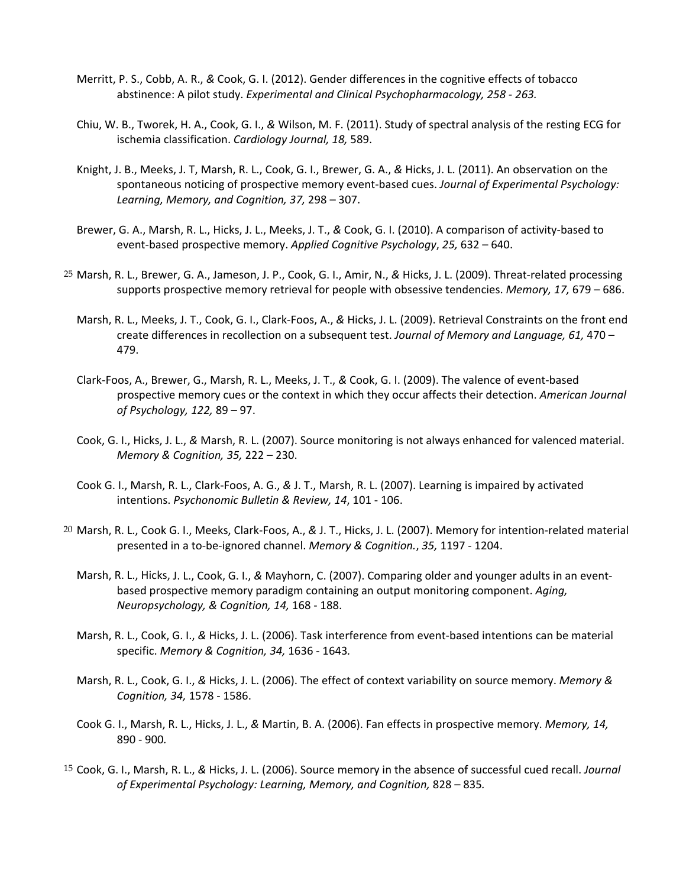Merritt, P. S., Cobb, A. R., & Cook, G. I. (2012). Gender differences in the cognitive effects of tobacco abstinence: A pilot study. *Experimental and Clinical Psychopharmacology, 258 - 263.*

Chiu, W. B., Tworek, H. A., Cook, G. I., & Wilson, M. F. (2011). Study of spectral analysis of the resting ECG for ischemia classification. *Cardiology Journal, 18,* 589.

Knight, J. B., Meeks, J. T, Marsh, R. L., Cook, G. I., Brewer, G. A., & Hicks, J. L. (2011). An observation on the spontaneous noticing of prospective memory event-based cues. *Journal of Experimental Psychology: Learning, Memory, and Cognition, 37,* 298 – 307.

Brewer, G. A., Marsh, R. L., Hicks, J. L., Meeks, J. T., & Cook, G. I. (2010). A comparison of activity-based to event-based prospective memory. *Applied Cognitive Psychology*, *25,* 632 – 640.

25 Marsh, R. L., Brewer, G. A., Jameson, J. P., Cook, G. I., Amir, N., & Hicks, J. L. (2009). Threat-related processing supports prospective memory retrieval for people with obsessive tendencies. *Memory, 17,* 679 – 686.

Marsh, R. L., Meeks, J. T., Cook, G. I., Clark-Foos, A., & Hicks, J. L. (2009). Retrieval Constraints on the front end create differences in recollection on a subsequent test. *Journal of Memory and Language, 61,* 470 – 479.

Clark-Foos, A., Brewer, G., Marsh, R. L., Meeks, J. T., & Cook, G. I. (2009). The valence of event-based prospective memory cues or the context in which they occur affects their detection. *American Journal of Psychology, 122,* 89 – 97.

Cook, G. I., Hicks, J. L., & Marsh, R. L. (2007). Source monitoring is not always enhanced for valenced material. *Memory & Cognition, 35,* 222 – 230.

Cook G. I., Marsh, R. L., Clark-Foos, A. G., & J. T., Marsh, R. L. (2007). Learning is impaired by activated intentions. *Psychonomic Bulletin & Review, 14*, 101 - 106.

20 Marsh, R. L., Cook G. I., Meeks, Clark-Foos, A., & J. T., Hicks, J. L. (2007). Memory for intention-related material presented in a to-be-ignored channel. *Memory & Cognition.*, *35,* 1197 - 1204.

Marsh, R. L., Hicks, J. L., Cook, G. I., & Mayhorn, C. (2007). Comparing older and younger adults in an event-based prospective memory paradigm containing an output monitoring component. *Aging, Neuropsychology, & Cognition, 14,* 168 - 188.

Marsh, R. L., Cook, G. I., & Hicks, J. L. (2006). Task interference from event-based intentions can be material specific. *Memory & Cognition, 34,* 1636 - 1643*.*

Marsh, R. L., Cook, G. I., & Hicks, J. L. (2006). The effect of context variability on source memory. *Memory & Cognition, 34,* 1578 - 1586.

Cook G. I., Marsh, R. L., Hicks, J. L., & Martin, B. A. (2006). Fan effects in prospective memory. *Memory, 14,* 890 - 900*.*

15 Cook, G. I., Marsh, R. L., & Hicks, J. L. (2006). Source memory in the absence of successful cued recall. *Journal of Experimental Psychology: Learning, Memory, and Cognition,* 828 – 835*.*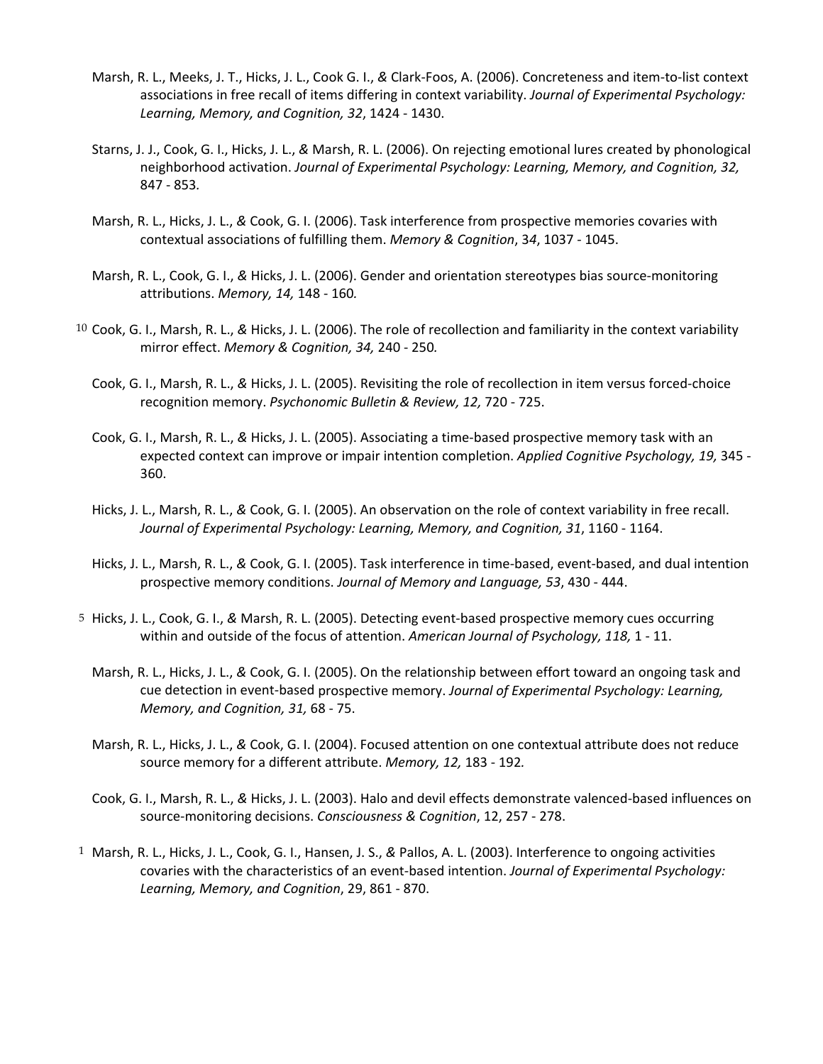Marsh, R. L., Meeks, J. T., Hicks, J. L., Cook G. I., & Clark-Foos, A. (2006). Concreteness and item-to-list context associations in free recall of items differing in context variability. *Journal of Experimental Psychology: Learning, Memory, and Cognition, 32*, 1424 - 1430.

Starns, J. J., Cook, G. I., Hicks, J. L., & Marsh, R. L. (2006). On rejecting emotional lures created by phonological neighborhood activation. *Journal of Experimental Psychology: Learning, Memory, and Cognition, 32,* 847 - 853.

Marsh, R. L., Hicks, J. L., & Cook, G. I. (2006). Task interference from prospective memories covaries with contextual associations of fulfilling them. *Memory & Cognition*, 3*4*, 1037 - 1045.

Marsh, R. L., Cook, G. I., & Hicks, J. L. (2006). Gender and orientation stereotypes bias source-monitoring attributions. *Memory, 14,* 148 - 160*.*

10 Cook, G. I., Marsh, R. L., & Hicks, J. L. (2006). The role of recollection and familiarity in the context variability mirror effect. *Memory & Cognition, 34,* 240 - 250*.*

Cook, G. I., Marsh, R. L., & Hicks, J. L. (2005). Revisiting the role of recollection in item versus forced-choice recognition memory. *Psychonomic Bulletin & Review, 12,* 720 - 725.

Cook, G. I., Marsh, R. L., & Hicks, J. L. (2005). Associating a time-based prospective memory task with an expected context can improve or impair intention completion. *Applied Cognitive Psychology, 19,* 345 - 360.

Hicks, J. L., Marsh, R. L., & Cook, G. I. (2005). An observation on the role of context variability in free recall. *Journal of Experimental Psychology: Learning, Memory, and Cognition, 31*, 1160 - 1164.

Hicks, J. L., Marsh, R. L., & Cook, G. I. (2005). Task interference in time-based, event-based, and dual intention prospective memory conditions. *Journal of Memory and Language, 53*, 430 - 444.

5 Hicks, J. L., Cook, G. I., & Marsh, R. L. (2005). Detecting event-based prospective memory cues occurring within and outside of the focus of attention. *American Journal of Psychology, 118,* 1 - 11.

Marsh, R. L., Hicks, J. L., & Cook, G. I. (2005). On the relationship between effort toward an ongoing task and cue detection in event-based prospective memory. *Journal of Experimental Psychology: Learning, Memory, and Cognition, 31,* 68 - 75.

Marsh, R. L., Hicks, J. L., & Cook, G. I. (2004). Focused attention on one contextual attribute does not reduce source memory for a different attribute. *Memory, 12,* 183 - 192*.*

Cook, G. I., Marsh, R. L., & Hicks, J. L. (2003). Halo and devil effects demonstrate valenced-based influences on source-monitoring decisions. *Consciousness & Cognition*, 12, 257 - 278.

1 Marsh, R. L., Hicks, J. L., Cook, G. I., Hansen, J. S., & Pallos, A. L. (2003). Interference to ongoing activities covaries with the characteristics of an event-based intention. *Journal of Experimental Psychology: Learning, Memory, and Cognition*, 29, 861 - 870.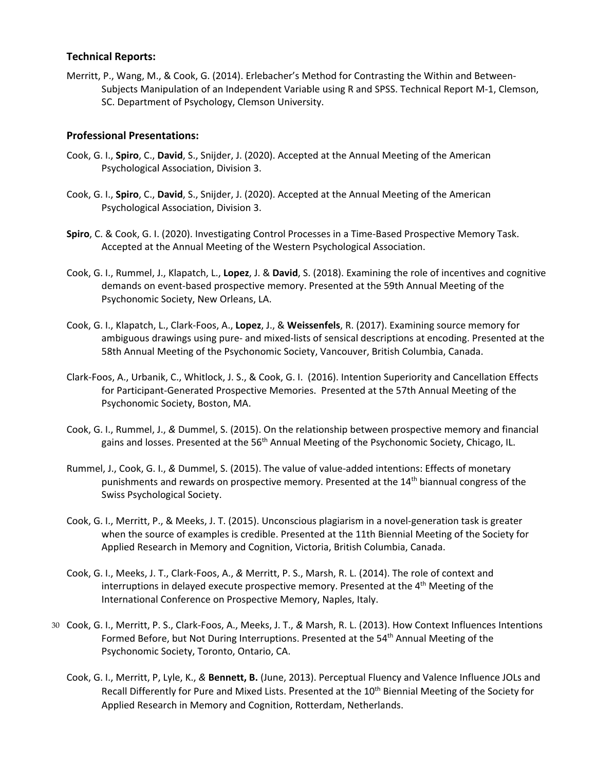### Technical Reports:

Merritt, P., Wang, M., & Cook, G. (2014). Erlebacher's Method for Contrasting the Within and Between-Subjects Manipulation of an Independent Variable using R and SPSS. Technical Report M-1, Clemson, SC. Department of Psychology, Clemson University.

### Professional Presentations:

Cook, G. I., **Spiro**, C., **David**, S., Snijder, J. (2020). Accepted at the Annual Meeting of the American Psychological Association, Division 3.

Cook, G. I., **Spiro**, C., **David**, S., Snijder, J. (2020). Accepted at the Annual Meeting of the American Psychological Association, Division 3.

**Spiro**, C. & Cook, G. I. (2020). Investigating Control Processes in a Time-Based Prospective Memory Task. Accepted at the Annual Meeting of the Western Psychological Association.

Cook, G. I., Rummel, J., Klapatch, L., **Lopez**, J. & **David**, S. (2018). Examining the role of incentives and cognitive demands on event-based prospective memory. Presented at the 59th Annual Meeting of the Psychonomic Society, New Orleans, LA.

Cook, G. I., Klapatch, L., Clark-Foos, A., **Lopez**, J., & **Weissenfels**, R. (2017). Examining source memory for ambiguous drawings using pure- and mixed-lists of sensical descriptions at encoding. Presented at the 58th Annual Meeting of the Psychonomic Society, Vancouver, British Columbia, Canada.

Clark-Foos, A., Urbanik, C., Whitlock, J. S., & Cook, G. I. (2016). Intention Superiority and Cancellation Effects for Participant-Generated Prospective Memories. Presented at the 57th Annual Meeting of the Psychonomic Society, Boston, MA.

Cook, G. I., Rummel, J., *&* Dummel, S. (2015). On the relationship between prospective memory and financial gains and losses. Presented at the 56th Annual Meeting of the Psychonomic Society, Chicago, IL.

Rummel, J., Cook, G. I., *&* Dummel, S. (2015). The value of value-added intentions: Effects of monetary punishments and rewards on prospective memory. Presented at the 14th biannual congress of the Swiss Psychological Society.

Cook, G. I., Merritt, P., & Meeks, J. T. (2015). Unconscious plagiarism in a novel-generation task is greater when the source of examples is credible. Presented at the 11th Biennial Meeting of the Society for Applied Research in Memory and Cognition, Victoria, British Columbia, Canada.

Cook, G. I., Meeks, J. T., Clark-Foos, A., *&* Merritt, P. S., Marsh, R. L. (2014). The role of context and interruptions in delayed execute prospective memory. Presented at the 4th Meeting of the International Conference on Prospective Memory, Naples, Italy.

Cook, G. I., Merritt, P. S., Clark-Foos, A., Meeks, J. T., *&* Marsh, R. L. (2013). How Context Influences Intentions Formed Before, but Not During Interruptions. Presented at the 54th Annual Meeting of the Psychonomic Society, Toronto, Ontario, CA.

Cook, G. I., Merritt, P, Lyle, K., *&* **Bennett, B.** (June, 2013). Perceptual Fluency and Valence Influence JOLs and Recall Differently for Pure and Mixed Lists. Presented at the 10th Biennial Meeting of the Society for Applied Research in Memory and Cognition, Rotterdam, Netherlands.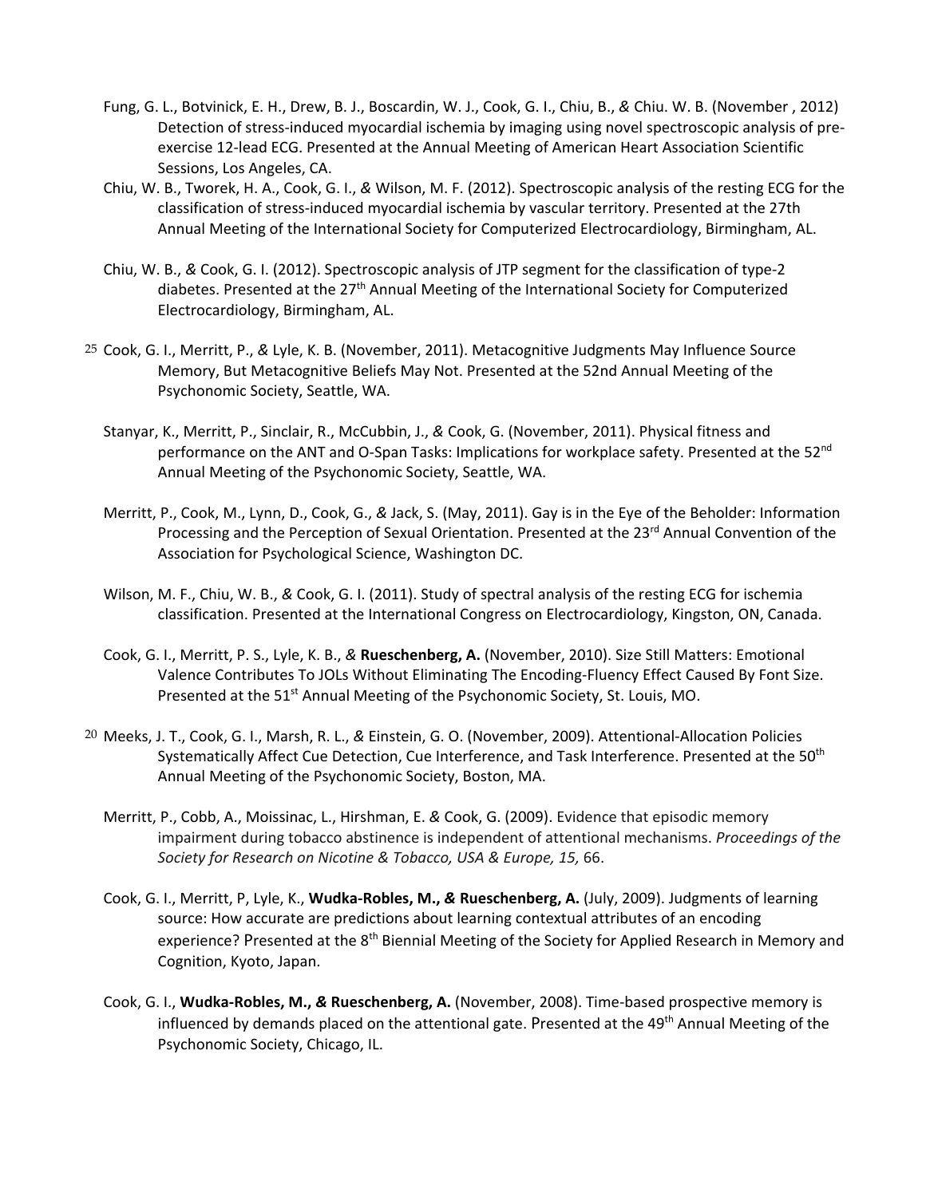Fung, G. L., Botvinick, E. H., Drew, B. J., Boscardin, W. J., Cook, G. I., Chiu, B., *&* Chiu. W. B. (November , 2012) Detection of stress-induced myocardial ischemia by imaging using novel spectroscopic analysis of pre-exercise 12-lead ECG. Presented at the Annual Meeting of American Heart Association Scientific Sessions, Los Angeles, CA.

Chiu, W. B., Tworek, H. A., Cook, G. I., *&* Wilson, M. F. (2012). Spectroscopic analysis of the resting ECG for the classification of stress-induced myocardial ischemia by vascular territory. Presented at the 27th Annual Meeting of the International Society for Computerized Electrocardiology, Birmingham, AL.

Chiu, W. B., *&* Cook, G. I. (2012). Spectroscopic analysis of JTP segment for the classification of type-2 diabetes. Presented at the 27th Annual Meeting of the International Society for Computerized Electrocardiology, Birmingham, AL.

25 Cook, G. I., Merritt, P., *&* Lyle, K. B. (November, 2011). Metacognitive Judgments May Influence Source Memory, But Metacognitive Beliefs May Not. Presented at the 52nd Annual Meeting of the Psychonomic Society, Seattle, WA.

Stanyar, K., Merritt, P., Sinclair, R., McCubbin, J., *&* Cook, G. (November, 2011). Physical fitness and performance on the ANT and O-Span Tasks: Implications for workplace safety. Presented at the 52nd Annual Meeting of the Psychonomic Society, Seattle, WA.

Merritt, P., Cook, M., Lynn, D., Cook, G., *&* Jack, S. (May, 2011). Gay is in the Eye of the Beholder: Information Processing and the Perception of Sexual Orientation. Presented at the 23rd Annual Convention of the Association for Psychological Science, Washington DC.

Wilson, M. F., Chiu, W. B., *&* Cook, G. I. (2011). Study of spectral analysis of the resting ECG for ischemia classification. Presented at the International Congress on Electrocardiology, Kingston, ON, Canada.

Cook, G. I., Merritt, P. S., Lyle, K. B., *&* **Rueschenberg, A.** (November, 2010). Size Still Matters: Emotional Valence Contributes To JOLs Without Eliminating The Encoding-Fluency Effect Caused By Font Size. Presented at the 51st Annual Meeting of the Psychonomic Society, St. Louis, MO.

20 Meeks, J. T., Cook, G. I., Marsh, R. L., *&* Einstein, G. O. (November, 2009). Attentional-Allocation Policies Systematically Affect Cue Detection, Cue Interference, and Task Interference. Presented at the 50th Annual Meeting of the Psychonomic Society, Boston, MA.

Merritt, P., Cobb, A., Moissinac, L., Hirshman, E. *&* Cook, G. (2009). Evidence that episodic memory impairment during tobacco abstinence is independent of attentional mechanisms. *Proceedings of the Society for Research on Nicotine & Tobacco, USA & Europe, 15,* 66.

Cook, G. I., Merritt, P, Lyle, K., **Wudka-Robles, M., *&* Rueschenberg, A.** (July, 2009). Judgments of learning source: How accurate are predictions about learning contextual attributes of an encoding experience? Presented at the 8th Biennial Meeting of the Society for Applied Research in Memory and Cognition, Kyoto, Japan.

Cook, G. I., **Wudka-Robles, M., *&* Rueschenberg, A.** (November, 2008). Time-based prospective memory is influenced by demands placed on the attentional gate. Presented at the 49th Annual Meeting of the Psychonomic Society, Chicago, IL.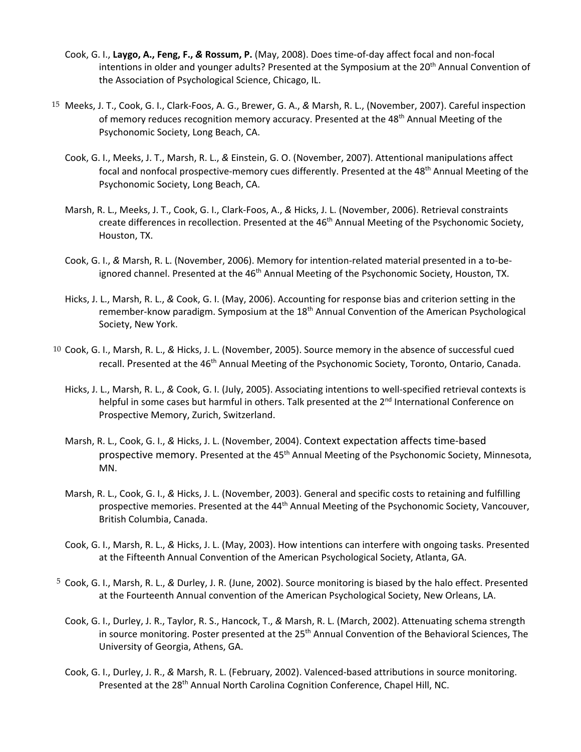Cook, G. I., **Laygo, A., Feng, F., & Rossum, P.** (May, 2008). Does time-of-day affect focal and non-focal intentions in older and younger adults? Presented at the Symposium at the 20th Annual Convention of the Association of Psychological Science, Chicago, IL.

15 Meeks, J. T., Cook, G. I., Clark-Foos, A. G., Brewer, G. A., & Marsh, R. L., (November, 2007). Careful inspection of memory reduces recognition memory accuracy. Presented at the 48th Annual Meeting of the Psychonomic Society, Long Beach, CA.

Cook, G. I., Meeks, J. T., Marsh, R. L., & Einstein, G. O. (November, 2007). Attentional manipulations affect focal and nonfocal prospective-memory cues differently. Presented at the 48th Annual Meeting of the Psychonomic Society, Long Beach, CA.

Marsh, R. L., Meeks, J. T., Cook, G. I., Clark-Foos, A., & Hicks, J. L. (November, 2006). Retrieval constraints create differences in recollection. Presented at the 46th Annual Meeting of the Psychonomic Society, Houston, TX.

Cook, G. I., & Marsh, R. L. (November, 2006). Memory for intention-related material presented in a to-be-ignored channel. Presented at the 46th Annual Meeting of the Psychonomic Society, Houston, TX.

Hicks, J. L., Marsh, R. L., & Cook, G. I. (May, 2006). Accounting for response bias and criterion setting in the remember-know paradigm. Symposium at the 18th Annual Convention of the American Psychological Society, New York.

10 Cook, G. I., Marsh, R. L., & Hicks, J. L. (November, 2005). Source memory in the absence of successful cued recall. Presented at the 46th Annual Meeting of the Psychonomic Society, Toronto, Ontario, Canada.

Hicks, J. L., Marsh, R. L., & Cook, G. I. (July, 2005). Associating intentions to well-specified retrieval contexts is helpful in some cases but harmful in others. Talk presented at the 2nd International Conference on Prospective Memory, Zurich, Switzerland.

Marsh, R. L., Cook, G. I., & Hicks, J. L. (November, 2004). Context expectation affects time-based prospective memory. Presented at the 45th Annual Meeting of the Psychonomic Society, Minnesota, MN.

Marsh, R. L., Cook, G. I., & Hicks, J. L. (November, 2003). General and specific costs to retaining and fulfilling prospective memories. Presented at the 44th Annual Meeting of the Psychonomic Society, Vancouver, British Columbia, Canada.

Cook, G. I., Marsh, R. L., & Hicks, J. L. (May, 2003). How intentions can interfere with ongoing tasks. Presented at the Fifteenth Annual Convention of the American Psychological Society, Atlanta, GA.

5 Cook, G. I., Marsh, R. L., & Durley, J. R. (June, 2002). Source monitoring is biased by the halo effect. Presented at the Fourteenth Annual convention of the American Psychological Society, New Orleans, LA.

Cook, G. I., Durley, J. R., Taylor, R. S., Hancock, T., & Marsh, R. L. (March, 2002). Attenuating schema strength in source monitoring. Poster presented at the 25th Annual Convention of the Behavioral Sciences, The University of Georgia, Athens, GA.

Cook, G. I., Durley, J. R., & Marsh, R. L. (February, 2002). Valenced-based attributions in source monitoring. Presented at the 28th Annual North Carolina Cognition Conference, Chapel Hill, NC.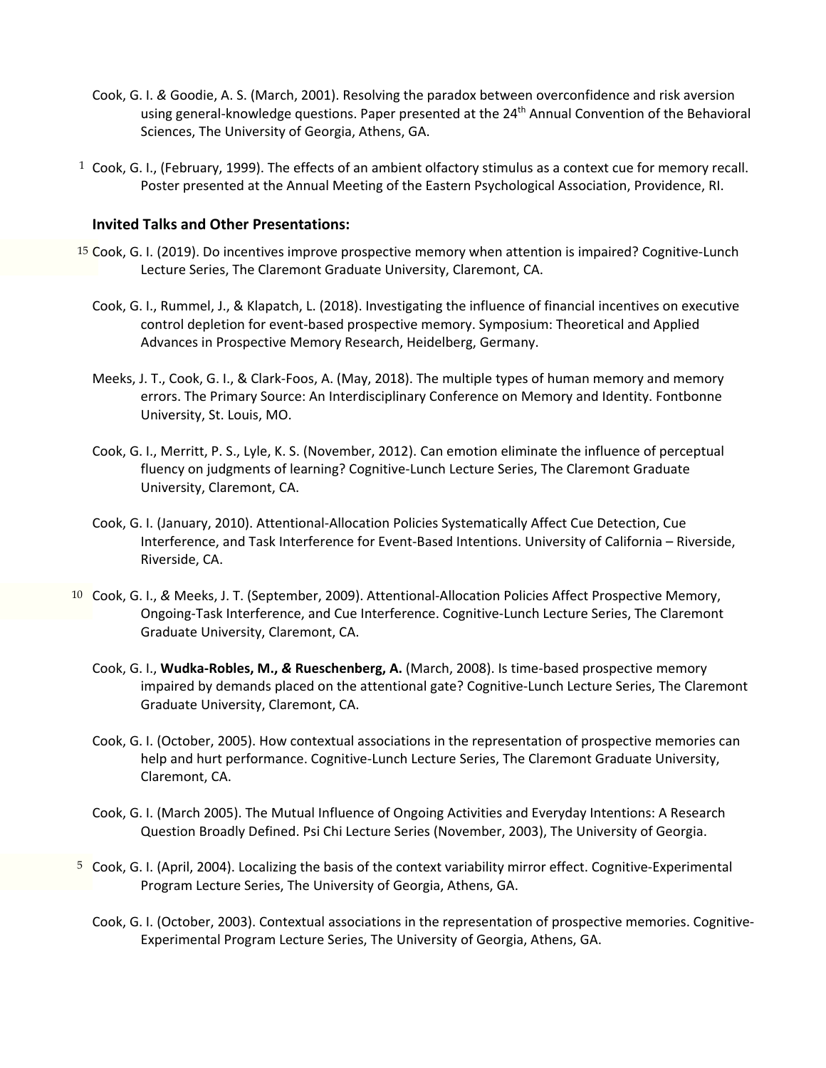Cook, G. I. & Goodie, A. S. (March, 2001). Resolving the paradox between overconfidence and risk aversion using general-knowledge questions. Paper presented at the 24th Annual Convention of the Behavioral Sciences, The University of Georgia, Athens, GA.

1 Cook, G. I., (February, 1999). The effects of an ambient olfactory stimulus as a context cue for memory recall. Poster presented at the Annual Meeting of the Eastern Psychological Association, Providence, RI.

### Invited Talks and Other Presentations:

15 Cook, G. I. (2019). Do incentives improve prospective memory when attention is impaired? Cognitive-Lunch Lecture Series, The Claremont Graduate University, Claremont, CA.

Cook, G. I., Rummel, J., & Klapatch, L. (2018). Investigating the influence of financial incentives on executive control depletion for event-based prospective memory. Symposium: Theoretical and Applied Advances in Prospective Memory Research, Heidelberg, Germany.

Meeks, J. T., Cook, G. I., & Clark-Foos, A. (May, 2018). The multiple types of human memory and memory errors. The Primary Source: An Interdisciplinary Conference on Memory and Identity. Fontbonne University, St. Louis, MO.

Cook, G. I., Merritt, P. S., Lyle, K. S. (November, 2012). Can emotion eliminate the influence of perceptual fluency on judgments of learning? Cognitive-Lunch Lecture Series, The Claremont Graduate University, Claremont, CA.

Cook, G. I. (January, 2010). Attentional-Allocation Policies Systematically Affect Cue Detection, Cue Interference, and Task Interference for Event-Based Intentions. University of California – Riverside, Riverside, CA.

10 Cook, G. I., & Meeks, J. T. (September, 2009). Attentional-Allocation Policies Affect Prospective Memory, Ongoing-Task Interference, and Cue Interference. Cognitive-Lunch Lecture Series, The Claremont Graduate University, Claremont, CA.

Cook, G. I., **Wudka-Robles, M., & Rueschenberg, A.** (March, 2008). Is time-based prospective memory impaired by demands placed on the attentional gate? Cognitive-Lunch Lecture Series, The Claremont Graduate University, Claremont, CA.

Cook, G. I. (October, 2005). How contextual associations in the representation of prospective memories can help and hurt performance. Cognitive-Lunch Lecture Series, The Claremont Graduate University, Claremont, CA.

Cook, G. I. (March 2005). The Mutual Influence of Ongoing Activities and Everyday Intentions: A Research Question Broadly Defined. Psi Chi Lecture Series (November, 2003), The University of Georgia.

5 Cook, G. I. (April, 2004). Localizing the basis of the context variability mirror effect. Cognitive-Experimental Program Lecture Series, The University of Georgia, Athens, GA.

Cook, G. I. (October, 2003). Contextual associations in the representation of prospective memories. Cognitive-Experimental Program Lecture Series, The University of Georgia, Athens, GA.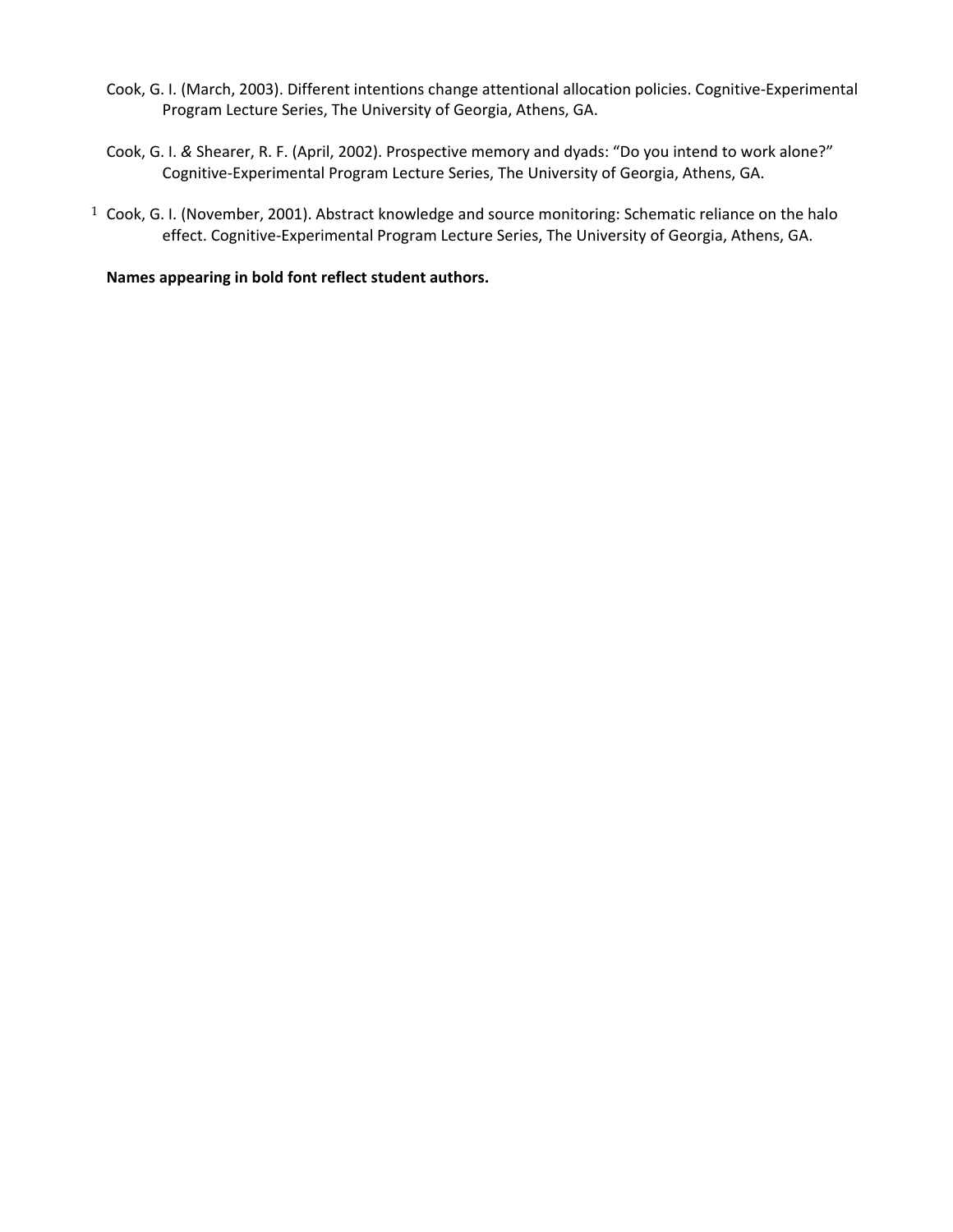Cook, G. I. (March, 2003). Different intentions change attentional allocation policies. Cognitive-Experimental Program Lecture Series, The University of Georgia, Athens, GA.

Cook, G. I. & Shearer, R. F. (April, 2002). Prospective memory and dyads: "Do you intend to work alone?" Cognitive-Experimental Program Lecture Series, The University of Georgia, Athens, GA.

[1] Cook, G. I. (November, 2001). Abstract knowledge and source monitoring: Schematic reliance on the halo effect. Cognitive-Experimental Program Lecture Series, The University of Georgia, Athens, GA.

**Names appearing in bold font reflect student authors.**